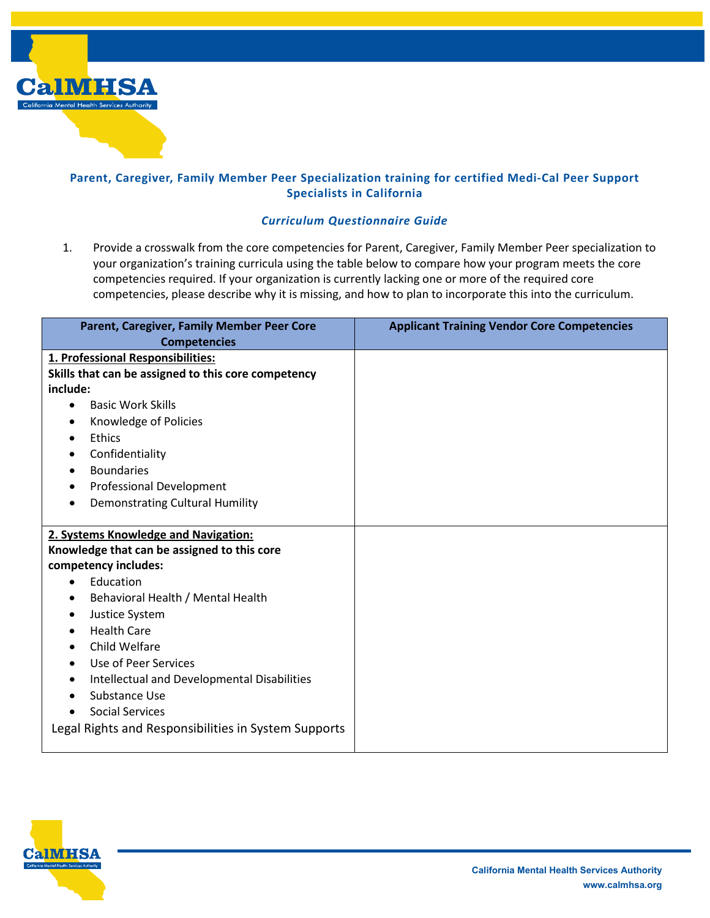**Parent, Caregiver, Family Member Peer Specialization training for certified Medi-Cal Peer Support Specialists in California**

***Curriculum Questionnaire Guide***

1. Provide a crosswalk from the core competencies for Parent, Caregiver, Family Member Peer specialization to your organization's training curricula using the table below to compare how your program meets the core competencies required. If your organization is currently lacking one or more of the required core competencies, please describe why it is missing, and how to plan to incorporate this into the curriculum.

| Parent, Caregiver, Family Member Peer Core Competencies | Applicant Training Vendor Core Competencies |
|---|---|
| **1. Professional Responsibilities:**<br>**Skills that can be assigned to this core competency include:**<br>• Basic Work Skills<br>• Knowledge of Policies<br>• Ethics<br>• Confidentiality<br>• Boundaries<br>• Professional Development<br>• Demonstrating Cultural Humility | |
| **2. Systems Knowledge and Navigation:**<br>**Knowledge that can be assigned to this core competency includes:**<br>• Education<br>• Behavioral Health / Mental Health<br>• Justice System<br>• Health Care<br>• Child Welfare<br>• Use of Peer Services<br>• Intellectual and Developmental Disabilities<br>• Substance Use<br>• Social Services<br>Legal Rights and Responsibilities in System Supports | |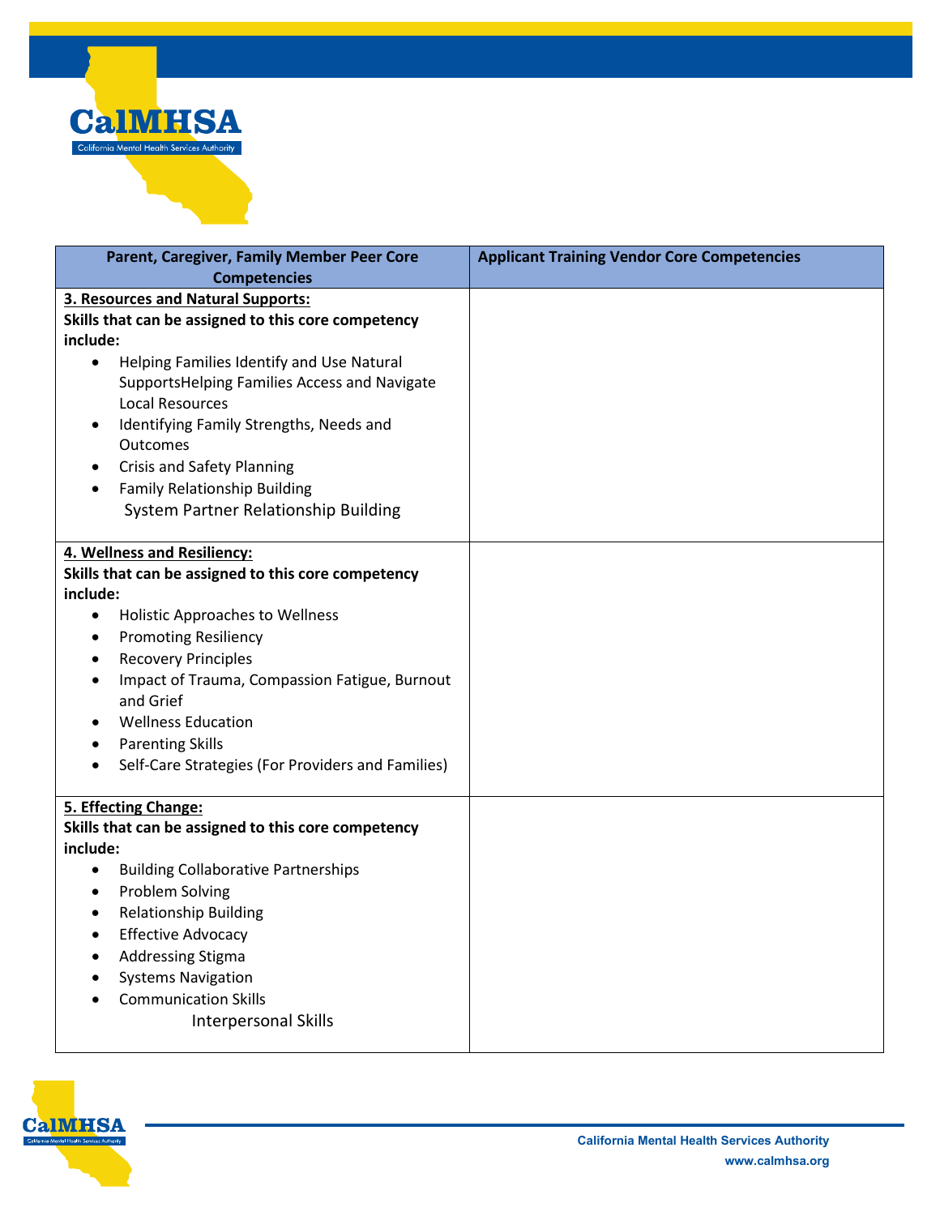| Parent, Caregiver, Family Member Peer Core Competencies | Applicant Training Vendor Core Competencies |
|---|---|
| **3. Resources and Natural Supports:**<br>**Skills that can be assigned to this core competency include:**<br>• Helping Families Identify and Use Natural SupportsHelping Families Access and Navigate Local Resources<br>• Identifying Family Strengths, Needs and Outcomes<br>• Crisis and Safety Planning<br>• Family Relationship Building<br>System Partner Relationship Building | |
| **4. Wellness and Resiliency:**<br>**Skills that can be assigned to this core competency include:**<br>• Holistic Approaches to Wellness<br>• Promoting Resiliency<br>• Recovery Principles<br>• Impact of Trauma, Compassion Fatigue, Burnout and Grief<br>• Wellness Education<br>• Parenting Skills<br>• Self-Care Strategies (For Providers and Families) | |
| **5. Effecting Change:**<br>**Skills that can be assigned to this core competency include:**<br>• Building Collaborative Partnerships<br>• Problem Solving<br>• Relationship Building<br>• Effective Advocacy<br>• Addressing Stigma<br>• Systems Navigation<br>• Communication Skills<br>Interpersonal Skills | |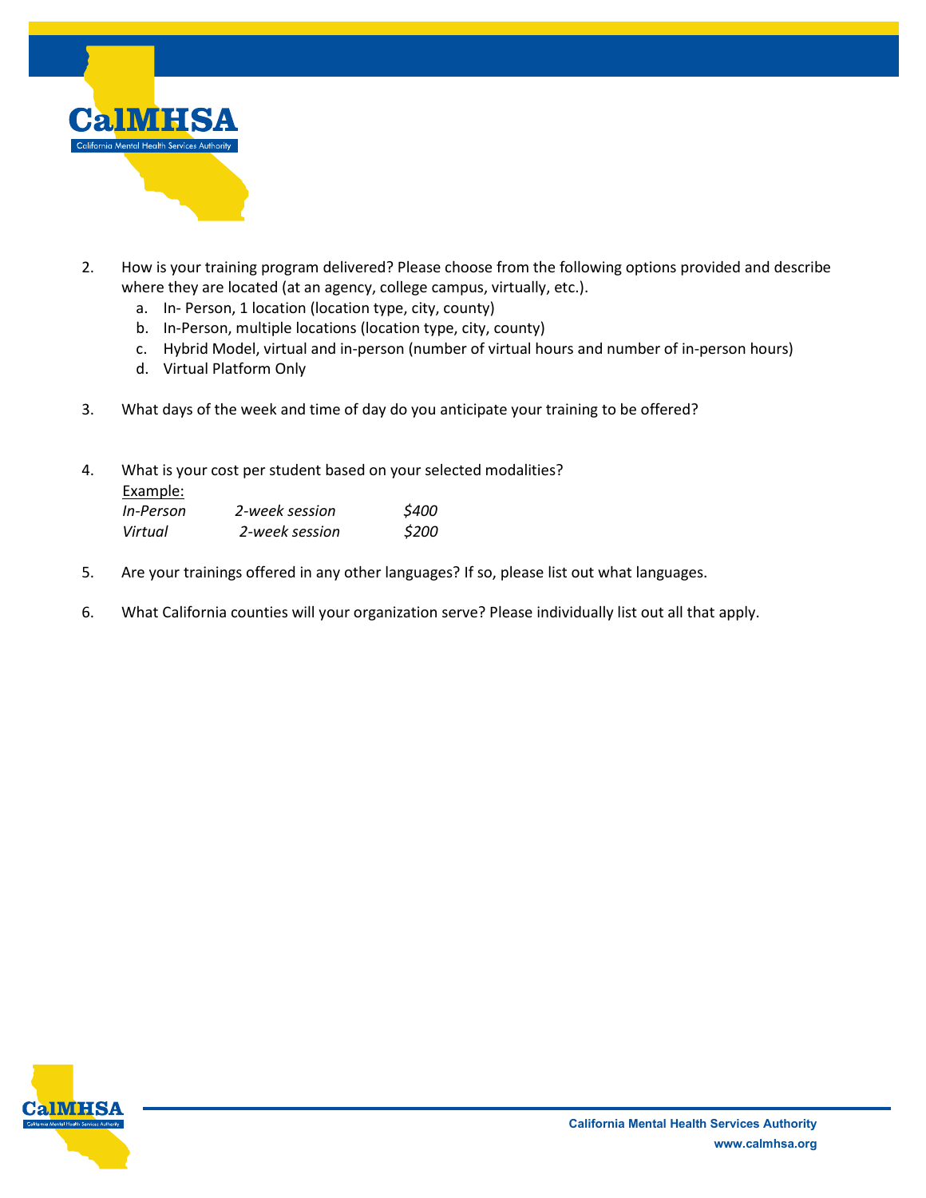2. How is your training program delivered? Please choose from the following options provided and describe where they are located (at an agency, college campus, virtually, etc.).
   a. In- Person, 1 location (location type, city, county)
   b. In-Person, multiple locations (location type, city, county)
   c. Hybrid Model, virtual and in-person (number of virtual hours and number of in-person hours)
   d. Virtual Platform Only

3. What days of the week and time of day do you anticipate your training to be offered?

4. What is your cost per student based on your selected modalities?

   Example:

   | | | |
   |---|---|---|
   | *In-Person* | *2-week session* | *$400* |
   | *Virtual* | *2-week session* | *$200* |

5. Are your trainings offered in any other languages? If so, please list out what languages.

6. What California counties will your organization serve? Please individually list out all that apply.